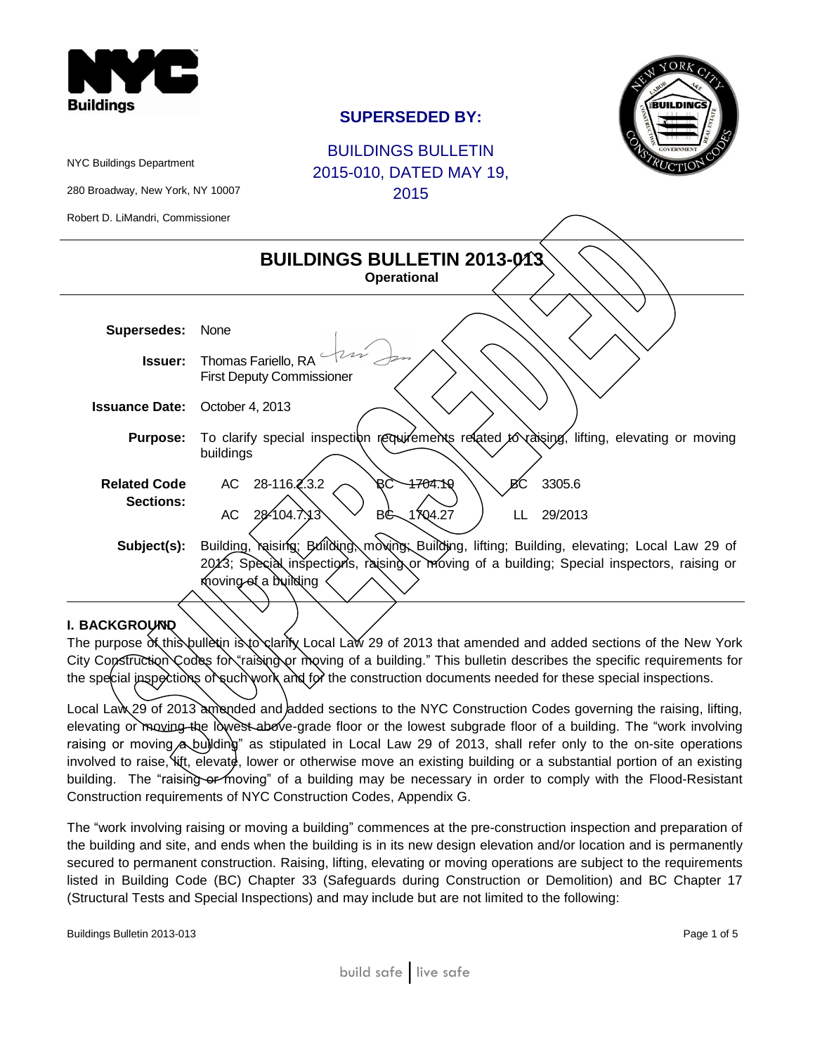NYC Buildings

NYC Buildings Department

280 Broadway, New York, NY 10007

Robert D. LiMandri, Commissioner

**SUPERSEDED BY:**

BUILDINGS BULLETIN 2015-010, DATED MAY 19, 2015

# BUILDINGS BULLETIN 2013-013

**Operational**

| | |
|---|---|
| **Supersedes:** | None |
| **Issuer:** | Thomas Fariello, RA<br>First Deputy Commissioner |
| **Issuance Date:** | October 4, 2013 |
| **Purpose:** | To clarify special inspection requirements related to raising, lifting, elevating or moving buildings |
| **Related Code Sections:** | AC 28-116.2.3.2 &nbsp; BC 1704.19 &nbsp; BC 3305.6<br>AC 28-104.7.13 &nbsp; BC 1704.27 &nbsp; LL 29/2013 |
| **Subject(s):** | Building, raising; Building, moving; Building, lifting; Building, elevating; Local Law 29 of 2013; Special inspections, raising or moving of a building; Special inspectors, raising or moving of a building |

## I. BACKGROUND

The purpose of this bulletin is to clarify Local Law 29 of 2013 that amended and added sections of the New York City Construction Codes for "raising or moving of a building." This bulletin describes the specific requirements for the special inspections of such work and for the construction documents needed for these special inspections.

Local Law 29 of 2013 amended and added sections to the NYC Construction Codes governing the raising, lifting, elevating or moving the lowest above-grade floor or the lowest subgrade floor of a building. The "work involving raising or moving a building" as stipulated in Local Law 29 of 2013, shall refer only to the on-site operations involved to raise, lift, elevate, lower or otherwise move an existing building or a substantial portion of an existing building. The "raising or moving" of a building may be necessary in order to comply with the Flood-Resistant Construction requirements of NYC Construction Codes, Appendix G.

The "work involving raising or moving a building" commences at the pre-construction inspection and preparation of the building and site, and ends when the building is in its new design elevation and/or location and is permanently secured to permanent construction. Raising, lifting, elevating or moving operations are subject to the requirements listed in Building Code (BC) Chapter 33 (Safeguards during Construction or Demolition) and BC Chapter 17 (Structural Tests and Special Inspections) and may include but are not limited to the following: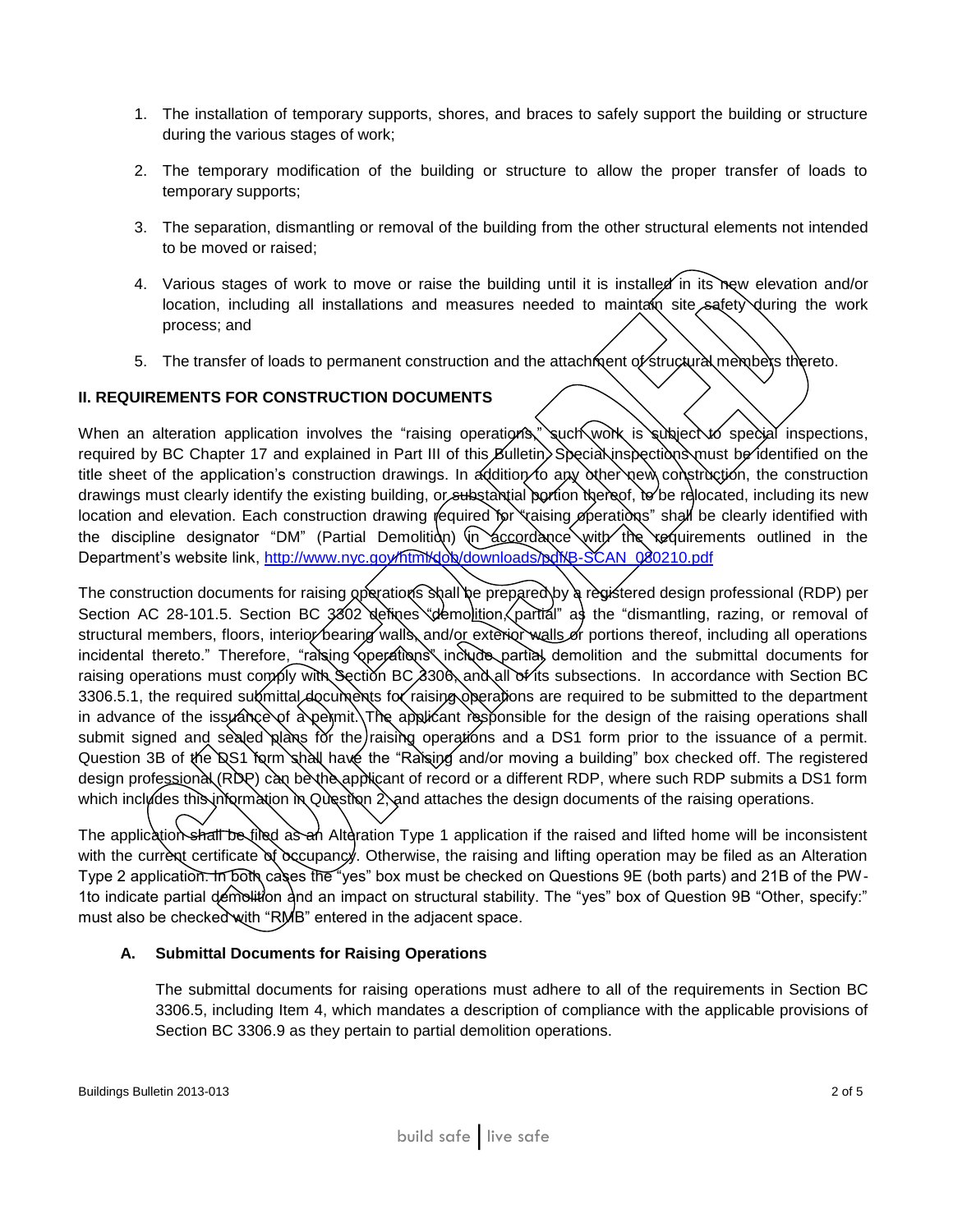1. The installation of temporary supports, shores, and braces to safely support the building or structure during the various stages of work;

2. The temporary modification of the building or structure to allow the proper transfer of loads to temporary supports;

3. The separation, dismantling or removal of the building from the other structural elements not intended to be moved or raised;

4. Various stages of work to move or raise the building until it is installed in its new elevation and/or location, including all installations and measures needed to maintain site safety during the work process; and

5. The transfer of loads to permanent construction and the attachment of structural members thereto.

**II. REQUIREMENTS FOR CONSTRUCTION DOCUMENTS**

When an alteration application involves the "raising operations," such work is subject to special inspections, required by BC Chapter 17 and explained in Part III of this Bulletin. Special inspections must be identified on the title sheet of the application's construction drawings. In addition to any other new construction, the construction drawings must clearly identify the existing building, or substantial portion thereof, to be relocated, including its new location and elevation. Each construction drawing required for "raising operations" shall be clearly identified with the discipline designator "DM" (Partial Demolition) in accordance with the requirements outlined in the Department's website link, [http://www.nyc.gov/html/dob/downloads/pdf/B-SCAN_080210.pdf](http://www.nyc.gov/html/dob/downloads/pdf/B-SCAN_080210.pdf)

The construction documents for raising operations shall be prepared by a registered design professional (RDP) per Section AC 28-101.5. Section BC 3302 defines "demolition, partial" as the "dismantling, razing, or removal of structural members, floors, interior bearing walls, and/or exterior walls or portions thereof, including all operations incidental thereto." Therefore, "raising operations" include partial demolition and the submittal documents for raising operations must comply with Section BC 3306, and all of its subsections. In accordance with Section BC 3306.5.1, the required submittal documents for raising operations are required to be submitted to the department in advance of the issuance of a permit. The applicant responsible for the design of the raising operations shall submit signed and sealed plans for the raising operations and a DS1 form prior to the issuance of a permit. Question 3B of the DS1 form shall have the "Raising and/or moving a building" box checked off. The registered design professional (RDP) can be the applicant of record or a different RDP, where such RDP submits a DS1 form which includes this information in Question 2, and attaches the design documents of the raising operations.

The application shall be filed as an Alteration Type 1 application if the raised and lifted home will be inconsistent with the current certificate of occupancy. Otherwise, the raising and lifting operation may be filed as an Alteration Type 2 application. In both cases the "yes" box must be checked on Questions 9E (both parts) and 21B of the PW-1to indicate partial demolition and an impact on structural stability. The "yes" box of Question 9B "Other, specify:" must also be checked with "RMB" entered in the adjacent space.

**A. Submittal Documents for Raising Operations**

The submittal documents for raising operations must adhere to all of the requirements in Section BC 3306.5, including Item 4, which mandates a description of compliance with the applicable provisions of Section BC 3306.9 as they pertain to partial demolition operations.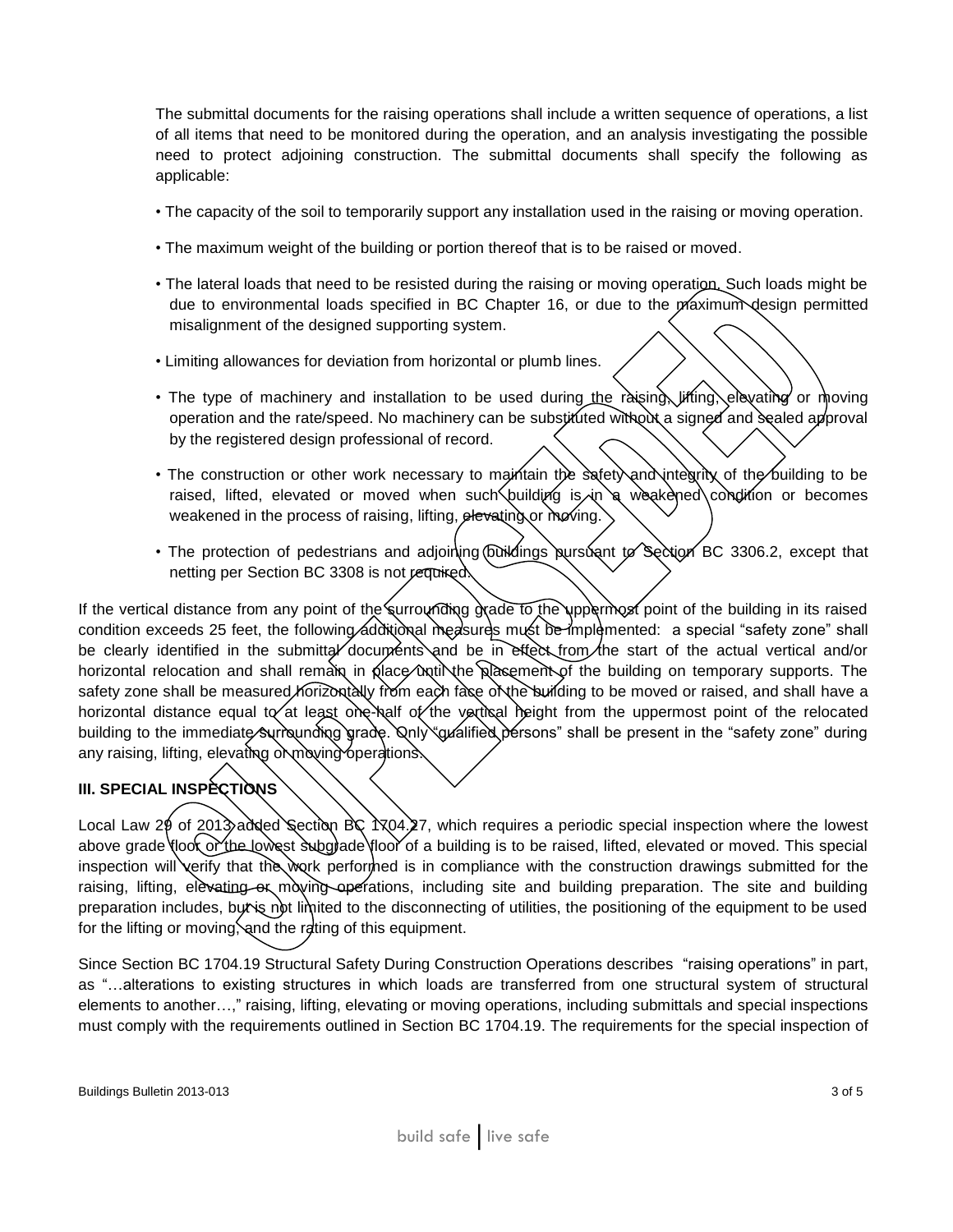The submittal documents for the raising operations shall include a written sequence of operations, a list of all items that need to be monitored during the operation, and an analysis investigating the possible need to protect adjoining construction. The submittal documents shall specify the following as applicable:

- The capacity of the soil to temporarily support any installation used in the raising or moving operation.
- The maximum weight of the building or portion thereof that is to be raised or moved.
- The lateral loads that need to be resisted during the raising or moving operation. Such loads might be due to environmental loads specified in BC Chapter 16, or due to the maximum design permitted misalignment of the designed supporting system.
- Limiting allowances for deviation from horizontal or plumb lines.
- The type of machinery and installation to be used during the raising, lifting, elevating or moving operation and the rate/speed. No machinery can be substituted without a signed and sealed approval by the registered design professional of record.
- The construction or other work necessary to maintain the safety and integrity of the building to be raised, lifted, elevated or moved when such building is in a weakened condition or becomes weakened in the process of raising, lifting, elevating or moving.
- The protection of pedestrians and adjoining buildings pursuant to Section BC 3306.2, except that netting per Section BC 3308 is not required.

If the vertical distance from any point of the surrounding grade to the uppermost point of the building in its raised condition exceeds 25 feet, the following additional measures must be implemented: a special "safety zone" shall be clearly identified in the submittal documents and be in effect from the start of the actual vertical and/or horizontal relocation and shall remain in place until the placement of the building on temporary supports. The safety zone shall be measured horizontally from each face of the building to be moved or raised, and shall have a horizontal distance equal to at least one-half of the vertical height from the uppermost point of the relocated building to the immediate surrounding grade. Only "qualified persons" shall be present in the "safety zone" during any raising, lifting, elevating or moving operations.

**III. SPECIAL INSPECTIONS**

Local Law 29 of 2013 added Section BC 1704.27, which requires a periodic special inspection where the lowest above grade floor or the lowest subgrade floor of a building is to be raised, lifted, elevated or moved. This special inspection will verify that the work performed is in compliance with the construction drawings submitted for the raising, lifting, elevating or moving operations, including site and building preparation. The site and building preparation includes, but is not limited to the disconnecting of utilities, the positioning of the equipment to be used for the lifting or moving, and the rating of this equipment.

Since Section BC 1704.19 Structural Safety During Construction Operations describes "raising operations" in part, as "…alterations to existing structures in which loads are transferred from one structural system of structural elements to another…," raising, lifting, elevating or moving operations, including submittals and special inspections must comply with the requirements outlined in Section BC 1704.19. The requirements for the special inspection of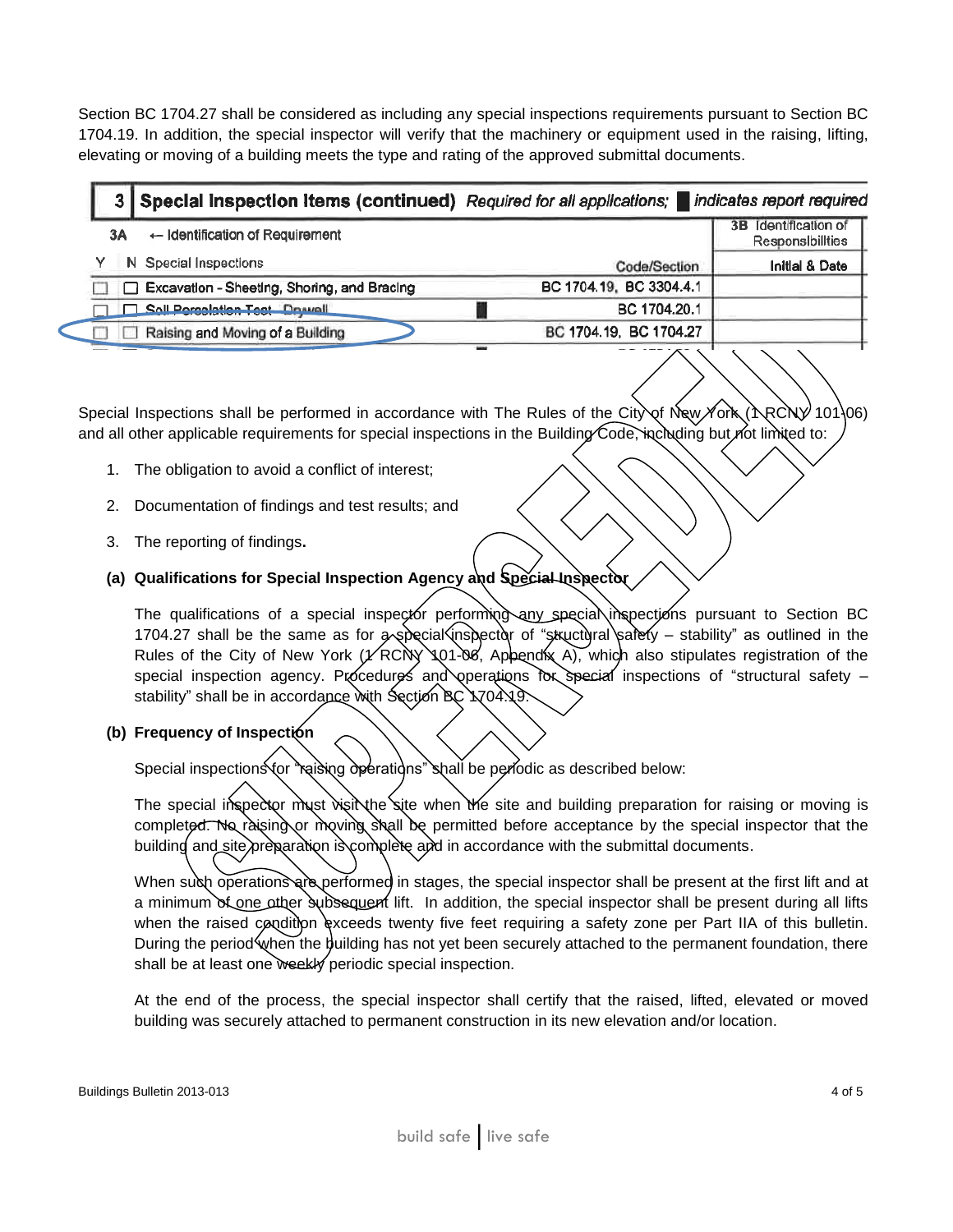Section BC 1704.27 shall be considered as including any special inspections requirements pursuant to Section BC 1704.19. In addition, the special inspector will verify that the machinery or equipment used in the raising, lifting, elevating or moving of a building meets the type and rating of the approved submittal documents.

| 3 | **Special Inspection Items (continued)** *Required for all applications;* █ *indicates report required* | | | |
|---|---|---|---|---|
| 3A | ← Identification of Requirement | | | 3B Identification of Responsibilities |
| Y | N Special Inspections | | Code/Section | Initial & Date |
| ☐ | ☐ Excavation - Sheeting, Shoring, and Bracing | | BC 1704.19, BC 3304.4.1 | |
| ☐ | ☐ Soil Percolation Test - Drywell | █ | BC 1704.20.1 | |
| ☐ | ☐ Raising and Moving of a Building | | BC 1704.19, BC 1704.27 | |

Special Inspections shall be performed in accordance with The Rules of the City of New York (1 RCNY 101-06) and all other applicable requirements for special inspections in the Building Code, including but not limited to:

1. The obligation to avoid a conflict of interest;
2. Documentation of findings and test results; and
3. The reporting of findings.

**(a) Qualifications for Special Inspection Agency and Special Inspector**

The qualifications of a special inspector performing any special inspections pursuant to Section BC 1704.27 shall be the same as for a special inspector of "structural safety – stability" as outlined in the Rules of the City of New York (1 RCNY 101-06, Appendix A), which also stipulates registration of the special inspection agency. Procedures and operations for special inspections of "structural safety – stability" shall be in accordance with Section BC 1704.19.

**(b) Frequency of Inspection**

Special inspections for "raising operations" shall be periodic as described below:

The special inspector must visit the site when the site and building preparation for raising or moving is completed. No raising or moving shall be permitted before acceptance by the special inspector that the building and site preparation is complete and in accordance with the submittal documents.

When such operations are performed in stages, the special inspector shall be present at the first lift and at a minimum of one other subsequent lift. In addition, the special inspector shall be present during all lifts when the raised condition exceeds twenty five feet requiring a safety zone per Part IIA of this bulletin. During the period when the building has not yet been securely attached to the permanent foundation, there shall be at least one weekly periodic special inspection.

At the end of the process, the special inspector shall certify that the raised, lifted, elevated or moved building was securely attached to permanent construction in its new elevation and/or location.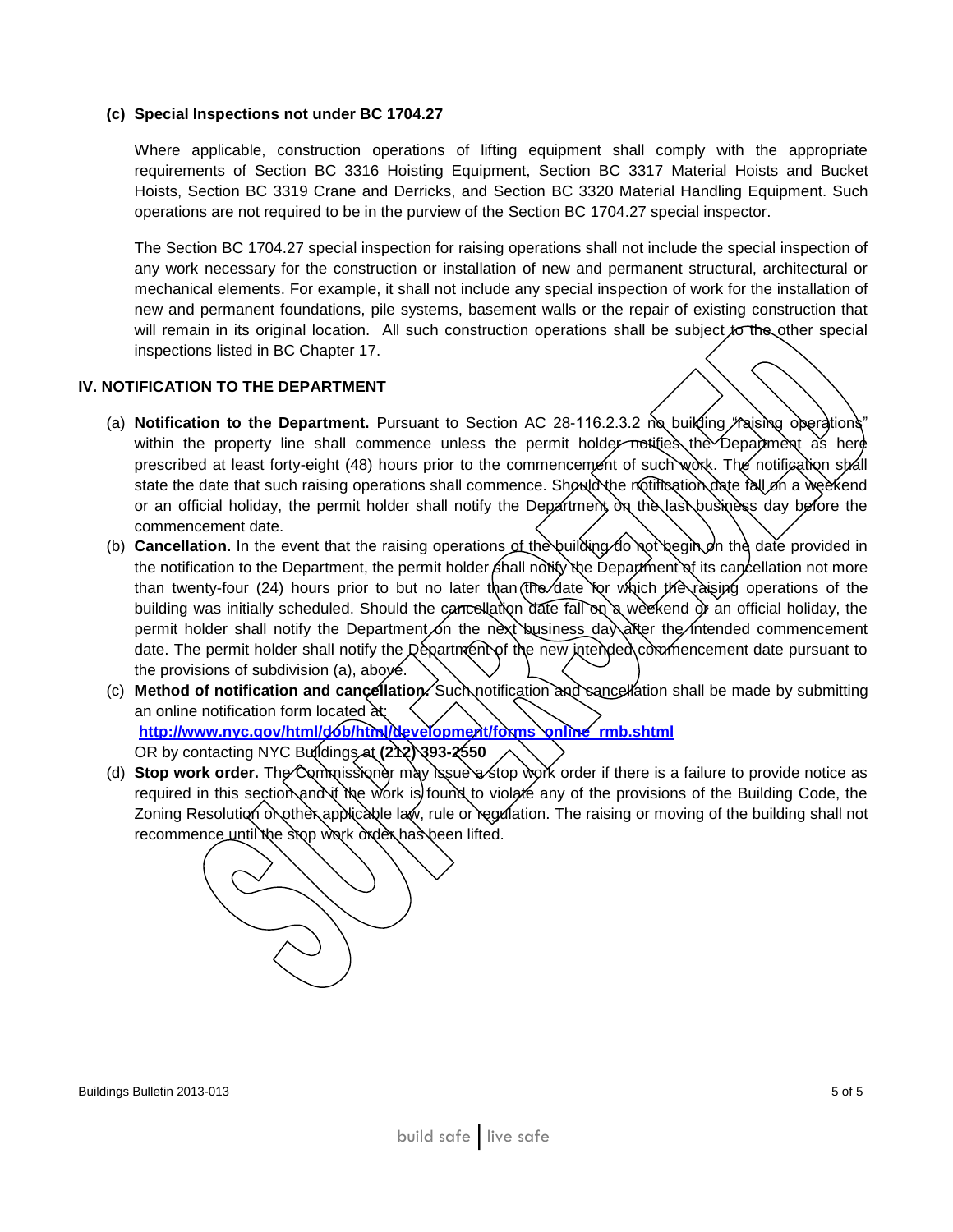**(c) Special Inspections not under BC 1704.27**

Where applicable, construction operations of lifting equipment shall comply with the appropriate requirements of Section BC 3316 Hoisting Equipment, Section BC 3317 Material Hoists and Bucket Hoists, Section BC 3319 Crane and Derricks, and Section BC 3320 Material Handling Equipment. Such operations are not required to be in the purview of the Section BC 1704.27 special inspector.

The Section BC 1704.27 special inspection for raising operations shall not include the special inspection of any work necessary for the construction or installation of new and permanent structural, architectural or mechanical elements. For example, it shall not include any special inspection of work for the installation of new and permanent foundations, pile systems, basement walls or the repair of existing construction that will remain in its original location. All such construction operations shall be subject to the other special inspections listed in BC Chapter 17.

## IV. NOTIFICATION TO THE DEPARTMENT

(a) **Notification to the Department.** Pursuant to Section AC 28-116.2.3.2 no building "raising operations" within the property line shall commence unless the permit holder notifies the Department as here prescribed at least forty-eight (48) hours prior to the commencement of such work. The notification shall state the date that such raising operations shall commence. Should the notification date fall on a weekend or an official holiday, the permit holder shall notify the Department on the last business day before the commencement date.

(b) **Cancellation.** In the event that the raising operations of the building do not begin on the date provided in the notification to the Department, the permit holder shall notify the Department of its cancellation not more than twenty-four (24) hours prior to but no later than the date for which the raising operations of the building was initially scheduled. Should the cancellation date fall on a weekend or an official holiday, the permit holder shall notify the Department on the next business day after the intended commencement date. The permit holder shall notify the Department of the new intended commencement date pursuant to the provisions of subdivision (a), above.

(c) **Method of notification and cancellation.** Such notification and cancellation shall be made by submitting an online notification form located at:
**http://www.nyc.gov/html/dob/html/development/forms_online_rmb.shtml**
OR by contacting NYC Buildings at **(212) 393-2550**

(d) **Stop work order.** The Commissioner may issue a stop work order if there is a failure to provide notice as required in this section and if the work is found to violate any of the provisions of the Building Code, the Zoning Resolution or other applicable law, rule or regulation. The raising or moving of the building shall not recommence until the stop work order has been lifted.